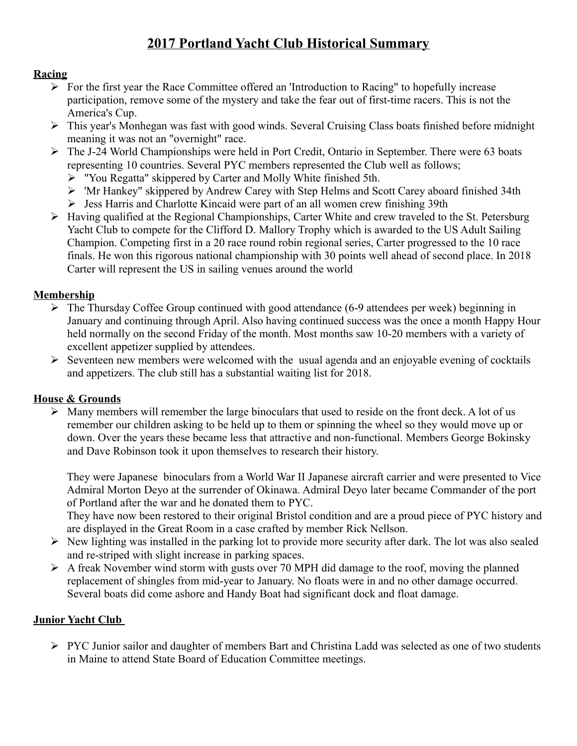# 2017 Portland Yacht Club Historical Summary

## Racing

- For the first year the Race Committee offered an 'Introduction to Racing" to hopefully increase participation, remove some of the mystery and take the fear out of first-time racers. This is not the America's Cup.
- This year's Monhegan was fast with good winds. Several Cruising Class boats finished before midnight meaning it was not an "overnight" race.
- The J-24 World Championships were held in Port Credit, Ontario in September. There were 63 boats representing 10 countries. Several PYC members represented the Club well as follows;
  - "You Regatta" skippered by Carter and Molly White finished 5th.
  - 'Mr Hankey" skippered by Andrew Carey with Step Helms and Scott Carey aboard finished 34th
  - Jess Harris and Charlotte Kincaid were part of an all women crew finishing 39th
- Having qualified at the Regional Championships, Carter White and crew traveled to the St. Petersburg Yacht Club to compete for the Clifford D. Mallory Trophy which is awarded to the US Adult Sailing Champion. Competing first in a 20 race round robin regional series, Carter progressed to the 10 race finals. He won this rigorous national championship with 30 points well ahead of second place. In 2018 Carter will represent the US in sailing venues around the world

## Membership

- The Thursday Coffee Group continued with good attendance (6-9 attendees per week) beginning in January and continuing through April. Also having continued success was the once a month Happy Hour held normally on the second Friday of the month. Most months saw 10-20 members with a variety of excellent appetizer supplied by attendees.
- Seventeen new members were welcomed with the usual agenda and an enjoyable evening of cocktails and appetizers. The club still has a substantial waiting list for 2018.

## House & Grounds

- Many members will remember the large binoculars that used to reside on the front deck. A lot of us remember our children asking to be held up to them or spinning the wheel so they would move up or down. Over the years these became less that attractive and non-functional. Members George Bokinsky and Dave Robinson took it upon themselves to research their history.

  They were Japanese binoculars from a World War II Japanese aircraft carrier and were presented to Vice Admiral Morton Deyo at the surrender of Okinawa. Admiral Deyo later became Commander of the port of Portland after the war and he donated them to PYC.
  They have now been restored to their original Bristol condition and are a proud piece of PYC history and are displayed in the Great Room in a case crafted by member Rick Nellson.
- New lighting was installed in the parking lot to provide more security after dark. The lot was also sealed and re-striped with slight increase in parking spaces.
- A freak November wind storm with gusts over 70 MPH did damage to the roof, moving the planned replacement of shingles from mid-year to January. No floats were in and no other damage occurred. Several boats did come ashore and Handy Boat had significant dock and float damage.

## Junior Yacht Club

- PYC Junior sailor and daughter of members Bart and Christina Ladd was selected as one of two students in Maine to attend State Board of Education Committee meetings.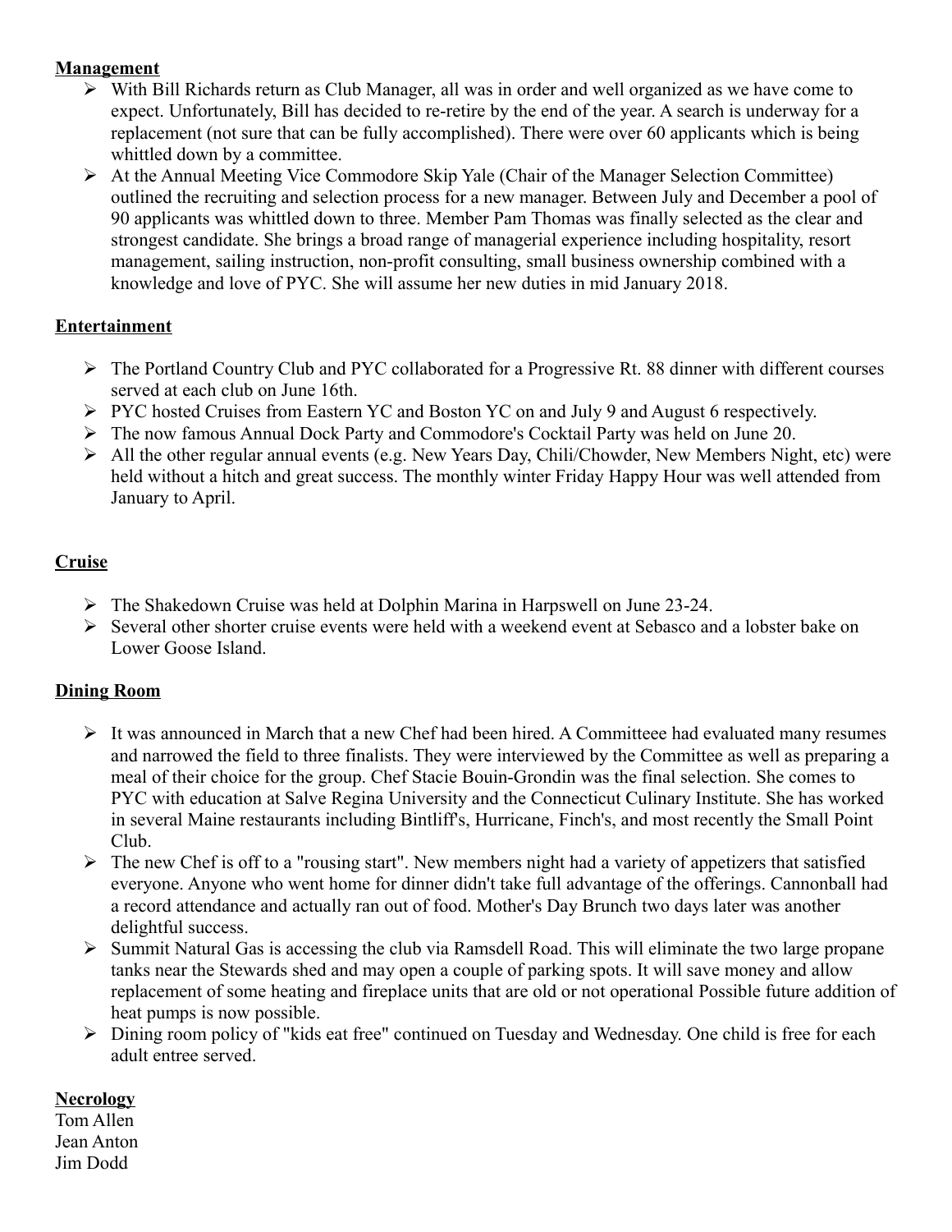**Management**

- With Bill Richards return as Club Manager, all was in order and well organized as we have come to expect. Unfortunately, Bill has decided to re-retire by the end of the year. A search is underway for a replacement (not sure that can be fully accomplished). There were over 60 applicants which is being whittled down by a committee.
- At the Annual Meeting Vice Commodore Skip Yale (Chair of the Manager Selection Committee) outlined the recruiting and selection process for a new manager. Between July and December a pool of 90 applicants was whittled down to three. Member Pam Thomas was finally selected as the clear and strongest candidate. She brings a broad range of managerial experience including hospitality, resort management, sailing instruction, non-profit consulting, small business ownership combined with a knowledge and love of PYC. She will assume her new duties in mid January 2018.

**Entertainment**

- The Portland Country Club and PYC collaborated for a Progressive Rt. 88 dinner with different courses served at each club on June 16th.
- PYC hosted Cruises from Eastern YC and Boston YC on and July 9 and August 6 respectively.
- The now famous Annual Dock Party and Commodore's Cocktail Party was held on June 20.
- All the other regular annual events (e.g. New Years Day, Chili/Chowder, New Members Night, etc) were held without a hitch and great success. The monthly winter Friday Happy Hour was well attended from January to April.

**Cruise**

- The Shakedown Cruise was held at Dolphin Marina in Harpswell on June 23-24.
- Several other shorter cruise events were held with a weekend event at Sebasco and a lobster bake on Lower Goose Island.

**Dining Room**

- It was announced in March that a new Chef had been hired. A Committeee had evaluated many resumes and narrowed the field to three finalists. They were interviewed by the Committee as well as preparing a meal of their choice for the group. Chef Stacie Bouin-Grondin was the final selection. She comes to PYC with education at Salve Regina University and the Connecticut Culinary Institute. She has worked in several Maine restaurants including Bintliff's, Hurricane, Finch's, and most recently the Small Point Club.
- The new Chef is off to a "rousing start". New members night had a variety of appetizers that satisfied everyone. Anyone who went home for dinner didn't take full advantage of the offerings. Cannonball had a record attendance and actually ran out of food. Mother's Day Brunch two days later was another delightful success.
- Summit Natural Gas is accessing the club via Ramsdell Road. This will eliminate the two large propane tanks near the Stewards shed and may open a couple of parking spots. It will save money and allow replacement of some heating and fireplace units that are old or not operational Possible future addition of heat pumps is now possible.
- Dining room policy of "kids eat free" continued on Tuesday and Wednesday. One child is free for each adult entree served.

**Necrology**

Tom Allen
Jean Anton
Jim Dodd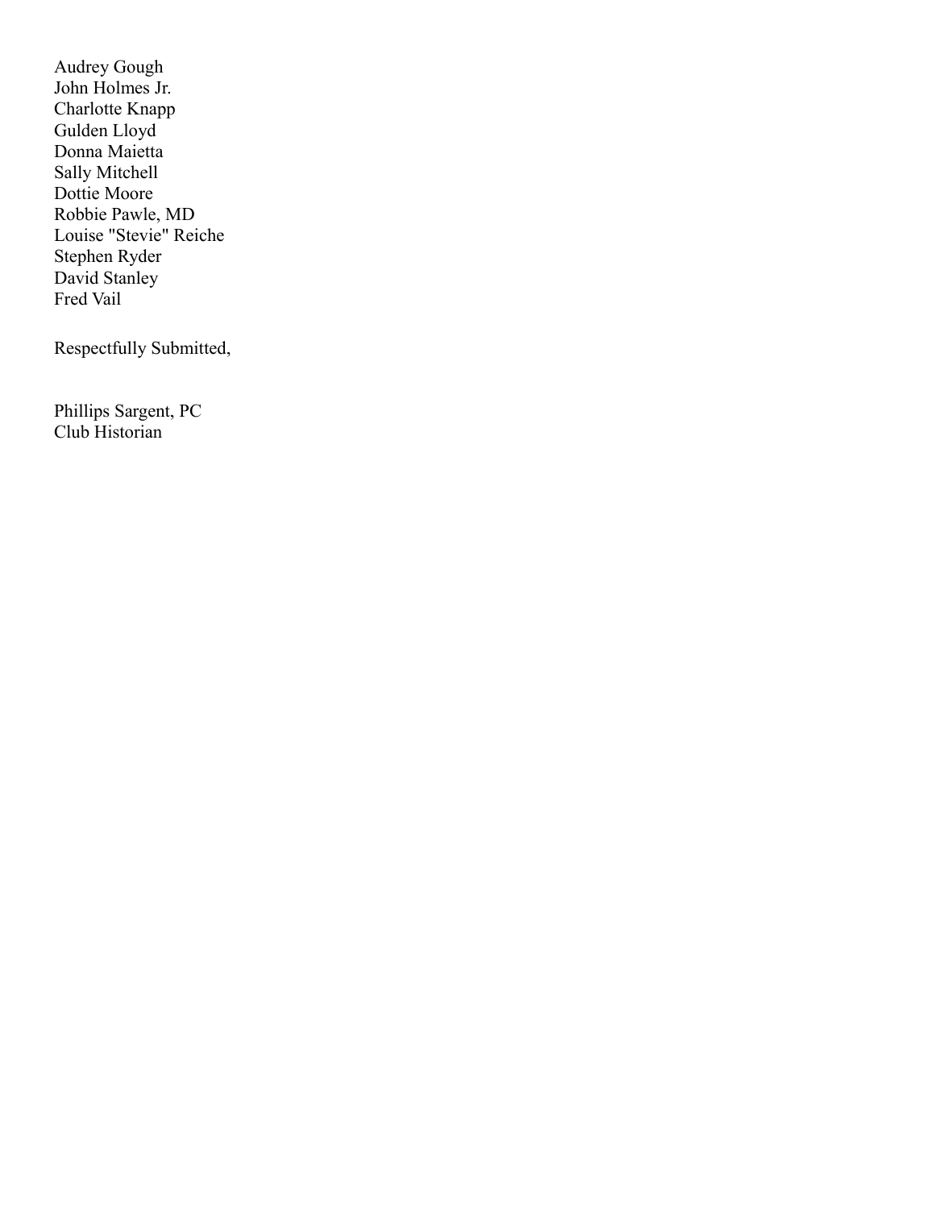Audrey Gough
John Holmes Jr.
Charlotte Knapp
Gulden Lloyd
Donna Maietta
Sally Mitchell
Dottie Moore
Robbie Pawle, MD
Louise "Stevie" Reiche
Stephen Ryder
David Stanley
Fred Vail

Respectfully Submitted,

Phillips Sargent, PC
Club Historian